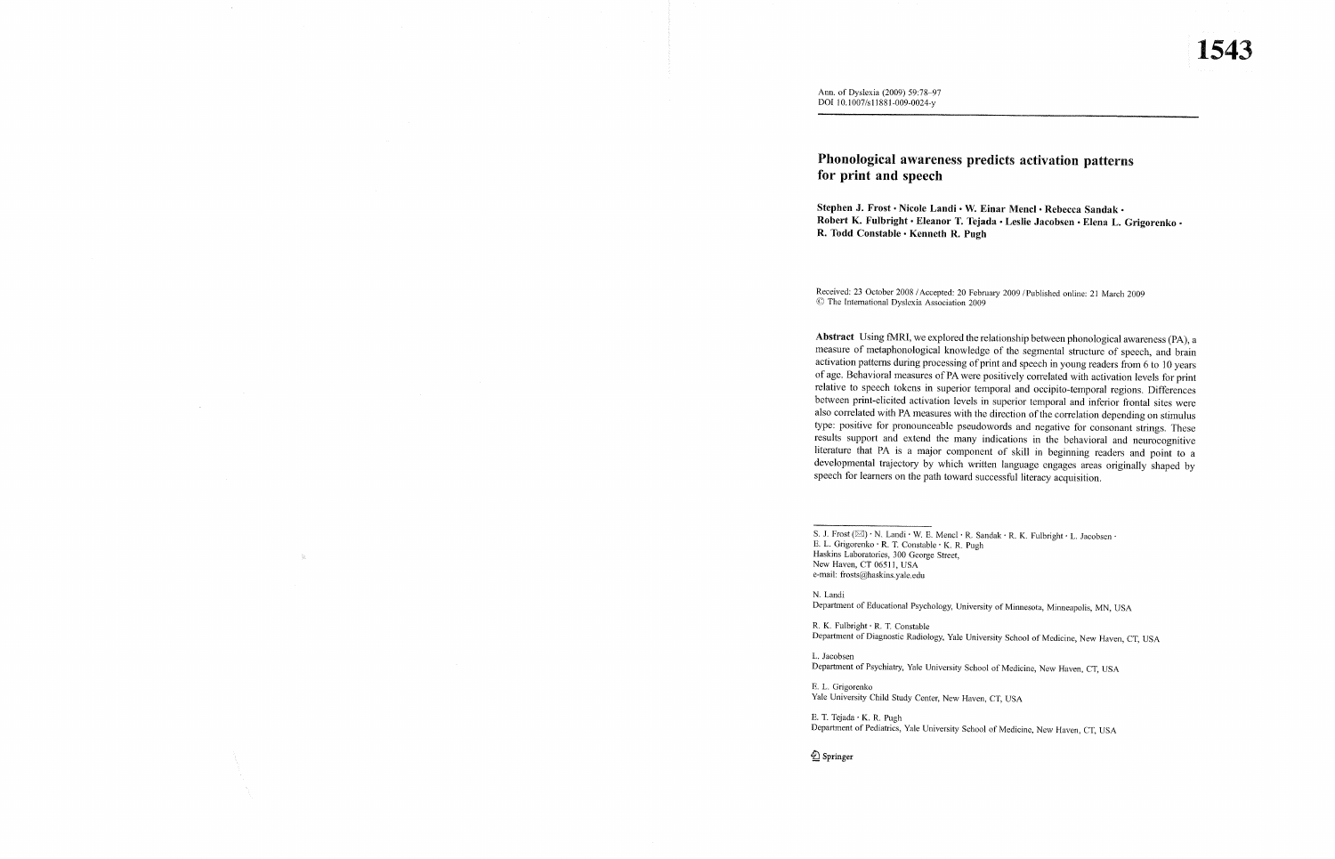# Phonological awareness predicts activation patterns for print and speech

**Stephen J. Frost · Nicole Landi · W. Einar Mencl · Rebecca Sandak · Robert K. Fulbright · Eleanor T. Tejada · Leslie Jacobsen · Elena L. Grigorenko · R. Todd Constable · Kenneth R. Pugh**

Received: 23 October 2008 / Accepted: 20 February 2009 / Published online: 21 March 2009
© The International Dyslexia Association 2009

**Abstract** Using fMRI, we explored the relationship between phonological awareness (PA), a measure of metaphonological knowledge of the segmental structure of speech, and brain activation patterns during processing of print and speech in young readers from 6 to 10 years of age. Behavioral measures of PA were positively correlated with activation levels for print relative to speech tokens in superior temporal and occipito-temporal regions. Differences between print-elicited activation levels in superior temporal and inferior frontal sites were also correlated with PA measures with the direction of the correlation depending on stimulus type: positive for pronounceable pseudowords and negative for consonant strings. These results support and extend the many indications in the behavioral and neurocognitive literature that PA is a major component of skill in beginning readers and point to a developmental trajectory by which written language engages areas originally shaped by speech for learners on the path toward successful literacy acquisition.

S. J. Frost (✉) · N. Landi · W. E. Mencl · R. Sandak · R. K. Fulbright · L. Jacobsen · E. L. Grigorenko · R. T. Constable · K. R. Pugh
Haskins Laboratories, 300 George Street, New Haven, CT 06511, USA
e-mail: frosts@haskins.yale.edu

N. Landi
Department of Educational Psychology, University of Minnesota, Minneapolis, MN, USA

R. K. Fulbright · R. T. Constable
Department of Diagnostic Radiology, Yale University School of Medicine, New Haven, CT, USA

L. Jacobsen
Department of Psychiatry, Yale University School of Medicine, New Haven, CT, USA

E. L. Grigorenko
Yale University Child Study Center, New Haven, CT, USA

E. T. Tejada · K. R. Pugh
Department of Pediatrics, Yale University School of Medicine, New Haven, CT, USA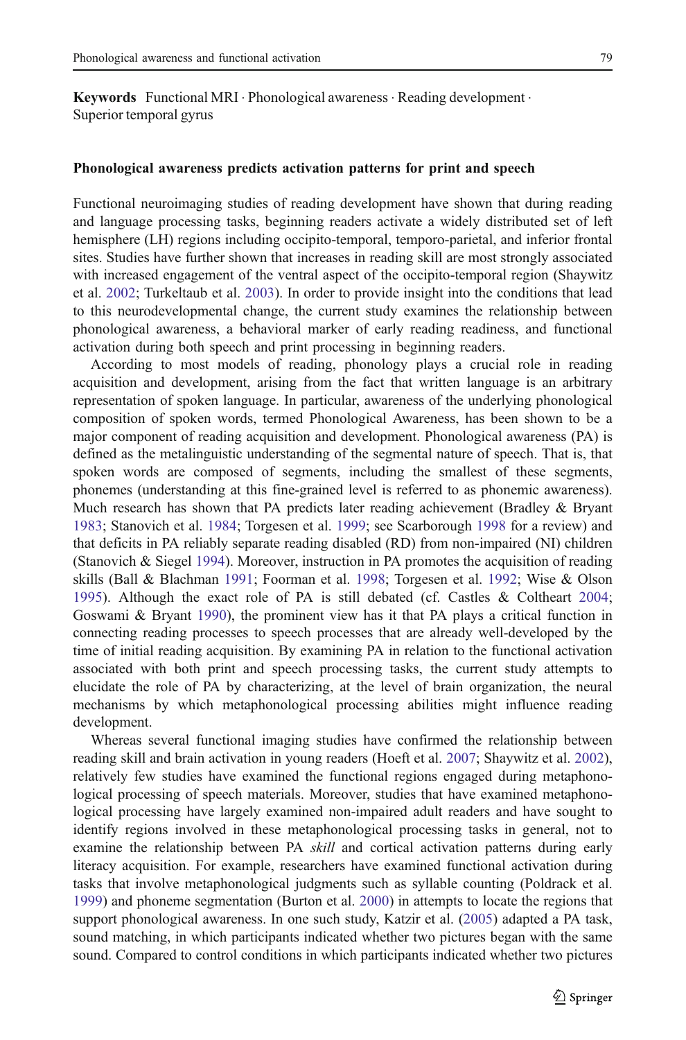**Keywords** Functional MRI · Phonological awareness · Reading development · Superior temporal gyrus

#### Phonological awareness predicts activation patterns for print and speech

Functional neuroimaging studies of reading development have shown that during reading and language processing tasks, beginning readers activate a widely distributed set of left hemisphere (LH) regions including occipito-temporal, temporo-parietal, and inferior frontal sites. Studies have further shown that increases in reading skill are most strongly associated with increased engagement of the ventral aspect of the occipito-temporal region (Shaywitz et al. 2002; Turkeltaub et al. 2003). In order to provide insight into the conditions that lead to this neurodevelopmental change, the current study examines the relationship between phonological awareness, a behavioral marker of early reading readiness, and functional activation during both speech and print processing in beginning readers.

According to most models of reading, phonology plays a crucial role in reading acquisition and development, arising from the fact that written language is an arbitrary representation of spoken language. In particular, awareness of the underlying phonological composition of spoken words, termed Phonological Awareness, has been shown to be a major component of reading acquisition and development. Phonological awareness (PA) is defined as the metalinguistic understanding of the segmental nature of speech. That is, that spoken words are composed of segments, including the smallest of these segments, phonemes (understanding at this fine-grained level is referred to as phonemic awareness). Much research has shown that PA predicts later reading achievement (Bradley & Bryant 1983; Stanovich et al. 1984; Torgesen et al. 1999; see Scarborough 1998 for a review) and that deficits in PA reliably separate reading disabled (RD) from non-impaired (NI) children (Stanovich & Siegel 1994). Moreover, instruction in PA promotes the acquisition of reading skills (Ball & Blachman 1991; Foorman et al. 1998; Torgesen et al. 1992; Wise & Olson 1995). Although the exact role of PA is still debated (cf. Castles & Coltheart 2004; Goswami & Bryant 1990), the prominent view has it that PA plays a critical function in connecting reading processes to speech processes that are already well-developed by the time of initial reading acquisition. By examining PA in relation to the functional activation associated with both print and speech processing tasks, the current study attempts to elucidate the role of PA by characterizing, at the level of brain organization, the neural mechanisms by which metaphonological processing abilities might influence reading development.

Whereas several functional imaging studies have confirmed the relationship between reading skill and brain activation in young readers (Hoeft et al. 2007; Shaywitz et al. 2002), relatively few studies have examined the functional regions engaged during metaphonological processing of speech materials. Moreover, studies that have examined metaphonological processing have largely examined non-impaired adult readers and have sought to identify regions involved in these metaphonological processing tasks in general, not to examine the relationship between PA *skill* and cortical activation patterns during early literacy acquisition. For example, researchers have examined functional activation during tasks that involve metaphonological judgments such as syllable counting (Poldrack et al. 1999) and phoneme segmentation (Burton et al. 2000) in attempts to locate the regions that support phonological awareness. In one such study, Katzir et al. (2005) adapted a PA task, sound matching, in which participants indicated whether two pictures began with the same sound. Compared to control conditions in which participants indicated whether two pictures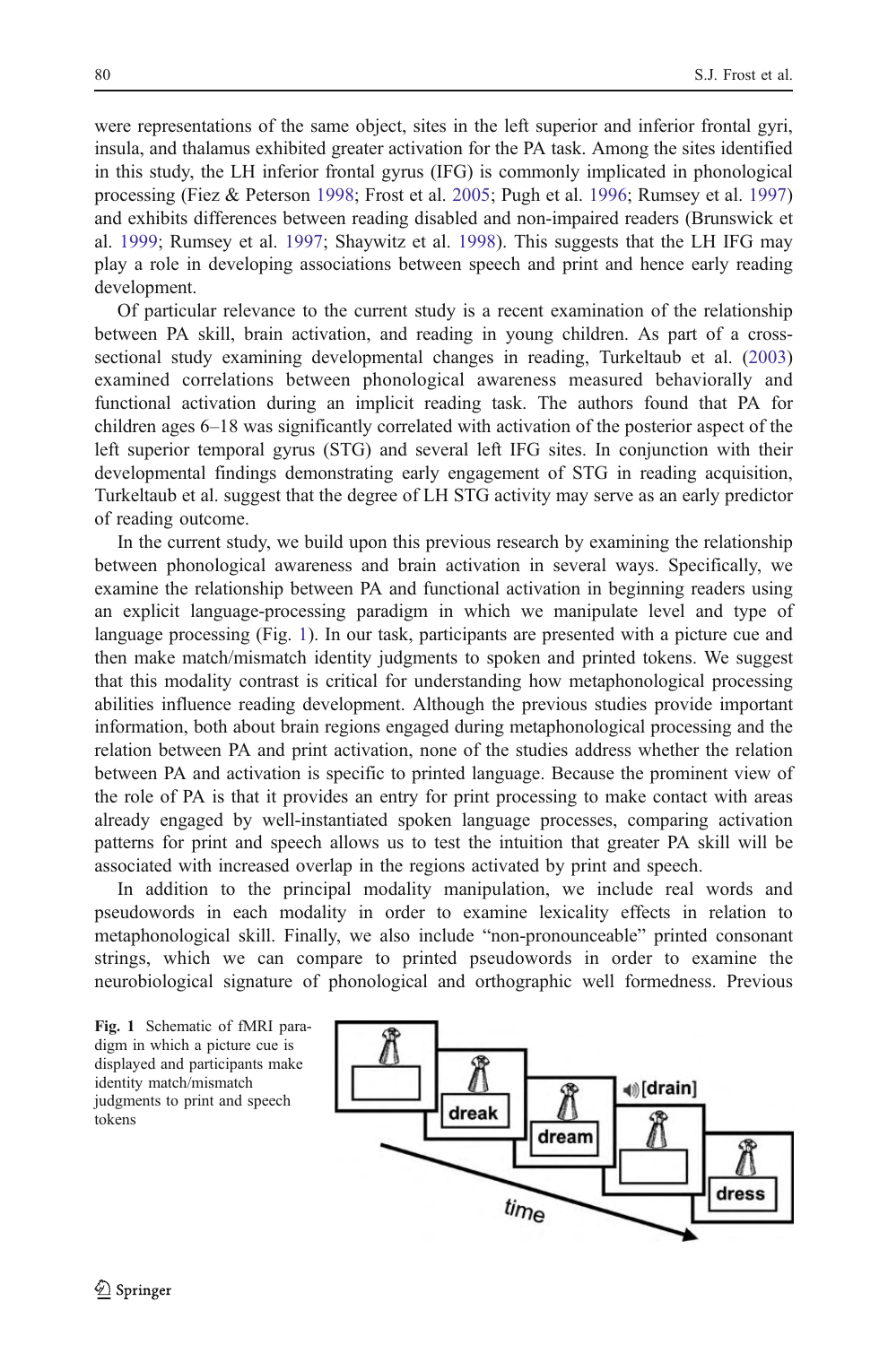were representations of the same object, sites in the left superior and inferior frontal gyri, insula, and thalamus exhibited greater activation for the PA task. Among the sites identified in this study, the LH inferior frontal gyrus (IFG) is commonly implicated in phonological processing (Fiez & Peterson 1998; Frost et al. 2005; Pugh et al. 1996; Rumsey et al. 1997) and exhibits differences between reading disabled and non-impaired readers (Brunswick et al. 1999; Rumsey et al. 1997; Shaywitz et al. 1998). This suggests that the LH IFG may play a role in developing associations between speech and print and hence early reading development.

Of particular relevance to the current study is a recent examination of the relationship between PA skill, brain activation, and reading in young children. As part of a cross-sectional study examining developmental changes in reading, Turkeltaub et al. (2003) examined correlations between phonological awareness measured behaviorally and functional activation during an implicit reading task. The authors found that PA for children ages 6–18 was significantly correlated with activation of the posterior aspect of the left superior temporal gyrus (STG) and several left IFG sites. In conjunction with their developmental findings demonstrating early engagement of STG in reading acquisition, Turkeltaub et al. suggest that the degree of LH STG activity may serve as an early predictor of reading outcome.

In the current study, we build upon this previous research by examining the relationship between phonological awareness and brain activation in several ways. Specifically, we examine the relationship between PA and functional activation in beginning readers using an explicit language-processing paradigm in which we manipulate level and type of language processing (Fig. 1). In our task, participants are presented with a picture cue and then make match/mismatch identity judgments to spoken and printed tokens. We suggest that this modality contrast is critical for understanding how metaphonological processing abilities influence reading development. Although the previous studies provide important information, both about brain regions engaged during metaphonological processing and the relation between PA and print activation, none of the studies address whether the relation between PA and activation is specific to printed language. Because the prominent view of the role of PA is that it provides an entry for print processing to make contact with areas already engaged by well-instantiated spoken language processes, comparing activation patterns for print and speech allows us to test the intuition that greater PA skill will be associated with increased overlap in the regions activated by print and speech.

In addition to the principal modality manipulation, we include real words and pseudowords in each modality in order to examine lexicality effects in relation to metaphonological skill. Finally, we also include "non-pronounceable" printed consonant strings, which we can compare to printed pseudowords in order to examine the neurobiological signature of phonological and orthographic well formedness. Previous

**Fig. 1** Schematic of fMRI paradigm in which a picture cue is displayed and participants make identity match/mismatch judgments to print and speech tokens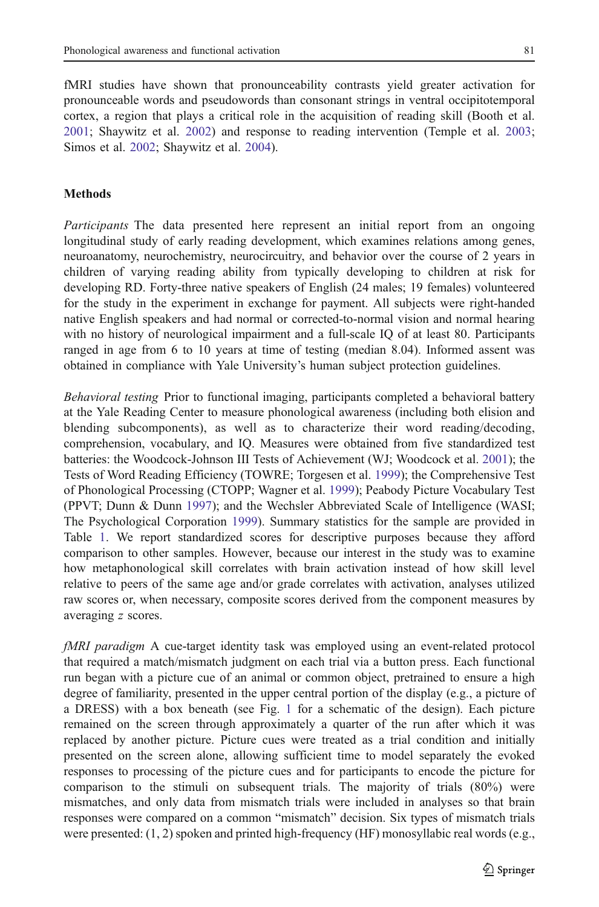fMRI studies have shown that pronounceability contrasts yield greater activation for pronounceable words and pseudowords than consonant strings in ventral occipitotemporal cortex, a region that plays a critical role in the acquisition of reading skill (Booth et al. 2001; Shaywitz et al. 2002) and response to reading intervention (Temple et al. 2003; Simos et al. 2002; Shaywitz et al. 2004).

## Methods

*Participants* The data presented here represent an initial report from an ongoing longitudinal study of early reading development, which examines relations among genes, neuroanatomy, neurochemistry, neurocircuitry, and behavior over the course of 2 years in children of varying reading ability from typically developing to children at risk for developing RD. Forty-three native speakers of English (24 males; 19 females) volunteered for the study in the experiment in exchange for payment. All subjects were right-handed native English speakers and had normal or corrected-to-normal vision and normal hearing with no history of neurological impairment and a full-scale IQ of at least 80. Participants ranged in age from 6 to 10 years at time of testing (median 8.04). Informed assent was obtained in compliance with Yale University's human subject protection guidelines.

*Behavioral testing* Prior to functional imaging, participants completed a behavioral battery at the Yale Reading Center to measure phonological awareness (including both elision and blending subcomponents), as well as to characterize their word reading/decoding, comprehension, vocabulary, and IQ. Measures were obtained from five standardized test batteries: the Woodcock-Johnson III Tests of Achievement (WJ; Woodcock et al. 2001); the Tests of Word Reading Efficiency (TOWRE; Torgesen et al. 1999); the Comprehensive Test of Phonological Processing (CTOPP; Wagner et al. 1999); Peabody Picture Vocabulary Test (PPVT; Dunn & Dunn 1997); and the Wechsler Abbreviated Scale of Intelligence (WASI; The Psychological Corporation 1999). Summary statistics for the sample are provided in Table 1. We report standardized scores for descriptive purposes because they afford comparison to other samples. However, because our interest in the study was to examine how metaphonological skill correlates with brain activation instead of how skill level relative to peers of the same age and/or grade correlates with activation, analyses utilized raw scores or, when necessary, composite scores derived from the component measures by averaging *z* scores.

*fMRI paradigm* A cue-target identity task was employed using an event-related protocol that required a match/mismatch judgment on each trial via a button press. Each functional run began with a picture cue of an animal or common object, pretrained to ensure a high degree of familiarity, presented in the upper central portion of the display (e.g., a picture of a DRESS) with a box beneath (see Fig. 1 for a schematic of the design). Each picture remained on the screen through approximately a quarter of the run after which it was replaced by another picture. Picture cues were treated as a trial condition and initially presented on the screen alone, allowing sufficient time to model separately the evoked responses to processing of the picture cues and for participants to encode the picture for comparison to the stimuli on subsequent trials. The majority of trials (80%) were mismatches, and only data from mismatch trials were included in analyses so that brain responses were compared on a common "mismatch" decision. Six types of mismatch trials were presented: (1, 2) spoken and printed high-frequency (HF) monosyllabic real words (e.g.,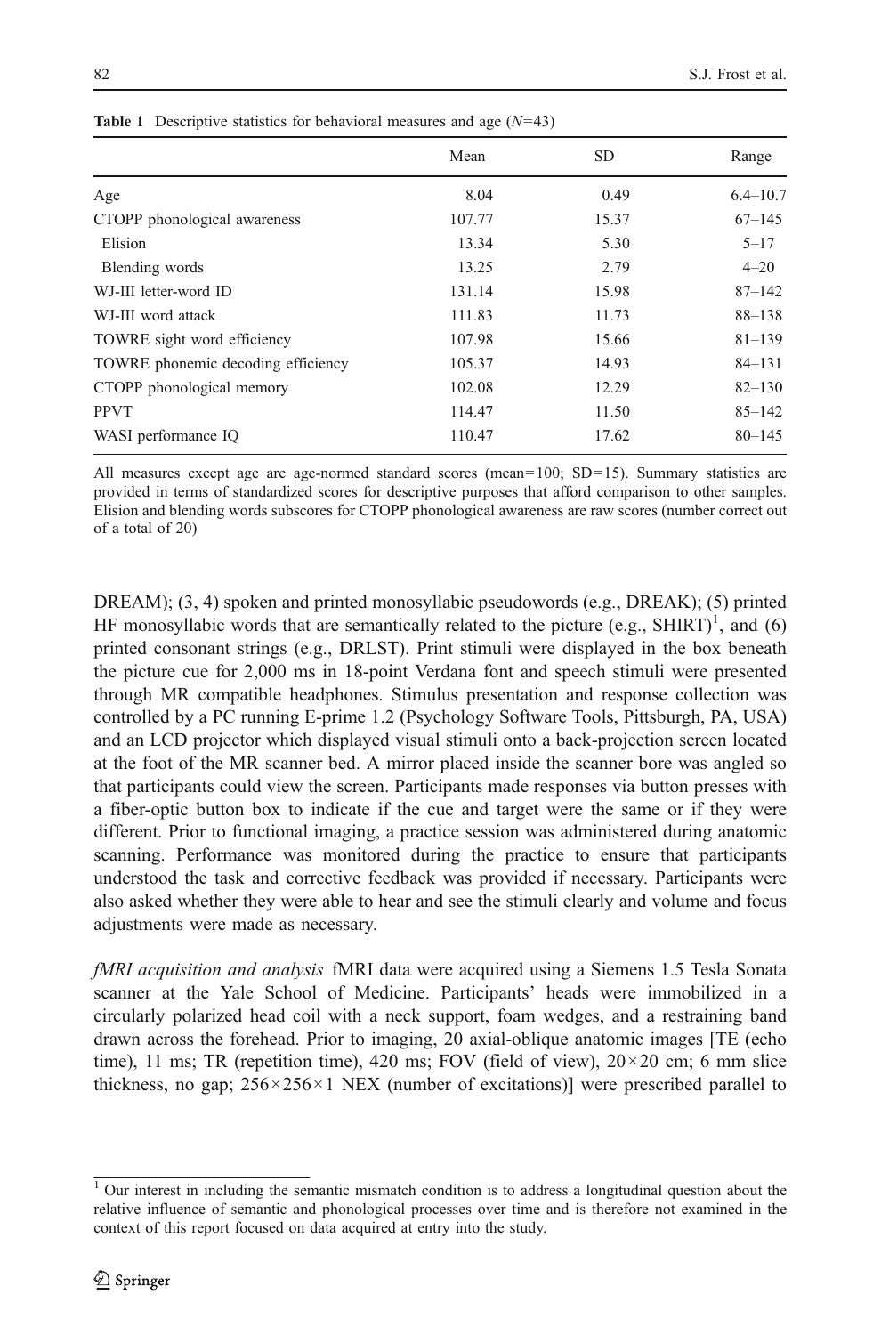**Table 1** Descriptive statistics for behavioral measures and age ($N$=43)

| | Mean | SD | Range |
|---|---|---|---|
| Age | 8.04 | 0.49 | 6.4–10.7 |
| CTOPP phonological awareness | 107.77 | 15.37 | 67–145 |
| Elision | 13.34 | 5.30 | 5–17 |
| Blending words | 13.25 | 2.79 | 4–20 |
| WJ-III letter-word ID | 131.14 | 15.98 | 87–142 |
| WJ-III word attack | 111.83 | 11.73 | 88–138 |
| TOWRE sight word efficiency | 107.98 | 15.66 | 81–139 |
| TOWRE phonemic decoding efficiency | 105.37 | 14.93 | 84–131 |
| CTOPP phonological memory | 102.08 | 12.29 | 82–130 |
| PPVT | 114.47 | 11.50 | 85–142 |
| WASI performance IQ | 110.47 | 17.62 | 80–145 |

All measures except age are age-normed standard scores (mean=100; SD=15). Summary statistics are provided in terms of standardized scores for descriptive purposes that afford comparison to other samples. Elision and blending words subscores for CTOPP phonological awareness are raw scores (number correct out of a total of 20)

DREAM); (3, 4) spoken and printed monosyllabic pseudowords (e.g., DREAK); (5) printed HF monosyllabic words that are semantically related to the picture (e.g., SHIRT)[1], and (6) printed consonant strings (e.g., DRLST). Print stimuli were displayed in the box beneath the picture cue for 2,000 ms in 18-point Verdana font and speech stimuli were presented through MR compatible headphones. Stimulus presentation and response collection was controlled by a PC running E-prime 1.2 (Psychology Software Tools, Pittsburgh, PA, USA) and an LCD projector which displayed visual stimuli onto a back-projection screen located at the foot of the MR scanner bed. A mirror placed inside the scanner bore was angled so that participants could view the screen. Participants made responses via button presses with a fiber-optic button box to indicate if the cue and target were the same or if they were different. Prior to functional imaging, a practice session was administered during anatomic scanning. Performance was monitored during the practice to ensure that participants understood the task and corrective feedback was provided if necessary. Participants were also asked whether they were able to hear and see the stimuli clearly and volume and focus adjustments were made as necessary.

*fMRI acquisition and analysis* fMRI data were acquired using a Siemens 1.5 Tesla Sonata scanner at the Yale School of Medicine. Participants' heads were immobilized in a circularly polarized head coil with a neck support, foam wedges, and a restraining band drawn across the forehead. Prior to imaging, 20 axial-oblique anatomic images [TE (echo time), 11 ms; TR (repetition time), 420 ms; FOV (field of view), 20×20 cm; 6 mm slice thickness, no gap; 256×256×1 NEX (number of excitations)] were prescribed parallel to

[1] Our interest in including the semantic mismatch condition is to address a longitudinal question about the relative influence of semantic and phonological processes over time and is therefore not examined in the context of this report focused on data acquired at entry into the study.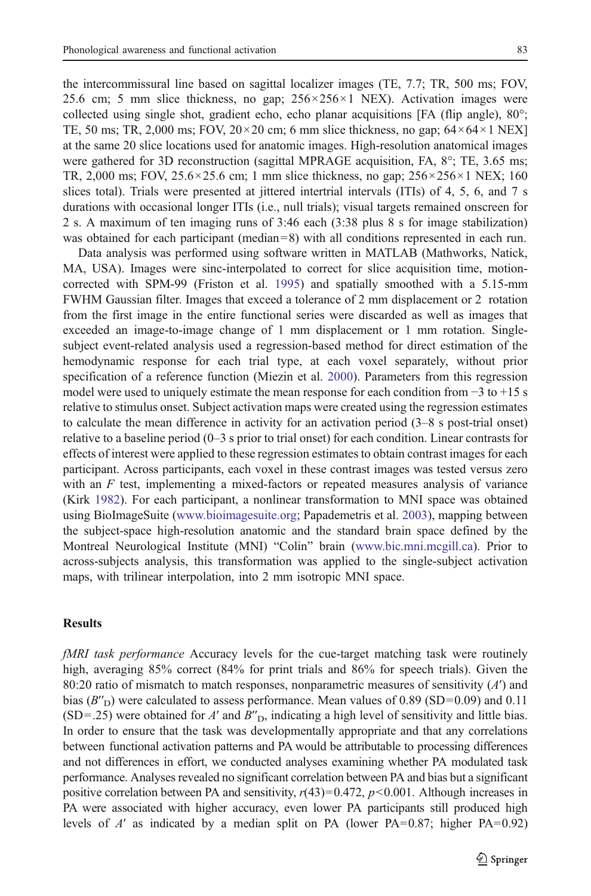the intercommissural line based on sagittal localizer images (TE, 7.7; TR, 500 ms; FOV, 25.6 cm; 5 mm slice thickness, no gap; 256×256×1 NEX). Activation images were collected using single shot, gradient echo, echo planar acquisitions [FA (flip angle), 80°; TE, 50 ms; TR, 2,000 ms; FOV, 20×20 cm; 6 mm slice thickness, no gap; 64×64×1 NEX] at the same 20 slice locations used for anatomic images. High-resolution anatomical images were gathered for 3D reconstruction (sagittal MPRAGE acquisition, FA, 8°; TE, 3.65 ms; TR, 2,000 ms; FOV, 25.6×25.6 cm; 1 mm slice thickness, no gap; 256×256×1 NEX; 160 slices total). Trials were presented at jittered intertrial intervals (ITIs) of 4, 5, 6, and 7 s durations with occasional longer ITIs (i.e., null trials); visual targets remained onscreen for 2 s. A maximum of ten imaging runs of 3:46 each (3:38 plus 8 s for image stabilization) was obtained for each participant (median=8) with all conditions represented in each run.

Data analysis was performed using software written in MATLAB (Mathworks, Natick, MA, USA). Images were sinc-interpolated to correct for slice acquisition time, motion-corrected with SPM-99 (Friston et al. 1995) and spatially smoothed with a 5.15-mm FWHM Gaussian filter. Images that exceed a tolerance of 2 mm displacement or 2 rotation from the first image in the entire functional series were discarded as well as images that exceeded an image-to-image change of 1 mm displacement or 1 mm rotation. Single-subject event-related analysis used a regression-based method for direct estimation of the hemodynamic response for each trial type, at each voxel separately, without prior specification of a reference function (Miezin et al. 2000). Parameters from this regression model were used to uniquely estimate the mean response for each condition from −3 to +15 s relative to stimulus onset. Subject activation maps were created using the regression estimates to calculate the mean difference in activity for an activation period (3–8 s post-trial onset) relative to a baseline period (0–3 s prior to trial onset) for each condition. Linear contrasts for effects of interest were applied to these regression estimates to obtain contrast images for each participant. Across participants, each voxel in these contrast images was tested versus zero with an *F* test, implementing a mixed-factors or repeated measures analysis of variance (Kirk 1982). For each participant, a nonlinear transformation to MNI space was obtained using BioImageSuite (www.bioimagesuite.org; Papademetris et al. 2003), mapping between the subject-space high-resolution anatomic and the standard brain space defined by the Montreal Neurological Institute (MNI) "Colin" brain (www.bic.mni.mcgill.ca). Prior to across-subjects analysis, this transformation was applied to the single-subject activation maps, with trilinear interpolation, into 2 mm isotropic MNI space.

## Results

*fMRI task performance* Accuracy levels for the cue-target matching task were routinely high, averaging 85% correct (84% for print trials and 86% for speech trials). Given the 80:20 ratio of mismatch to match responses, nonparametric measures of sensitivity ($A'$) and bias ($B''_D$) were calculated to assess performance. Mean values of 0.89 (SD=0.09) and 0.11 (SD=.25) were obtained for $A'$ and $B''_D$, indicating a high level of sensitivity and little bias. In order to ensure that the task was developmentally appropriate and that any correlations between functional activation patterns and PA would be attributable to processing differences and not differences in effort, we conducted analyses examining whether PA modulated task performance. Analyses revealed no significant correlation between PA and bias but a significant positive correlation between PA and sensitivity, $r(43)=0.472$, $p<0.001$. Although increases in PA were associated with higher accuracy, even lower PA participants still produced high levels of $A'$ as indicated by a median split on PA (lower PA=0.87; higher PA=0.92)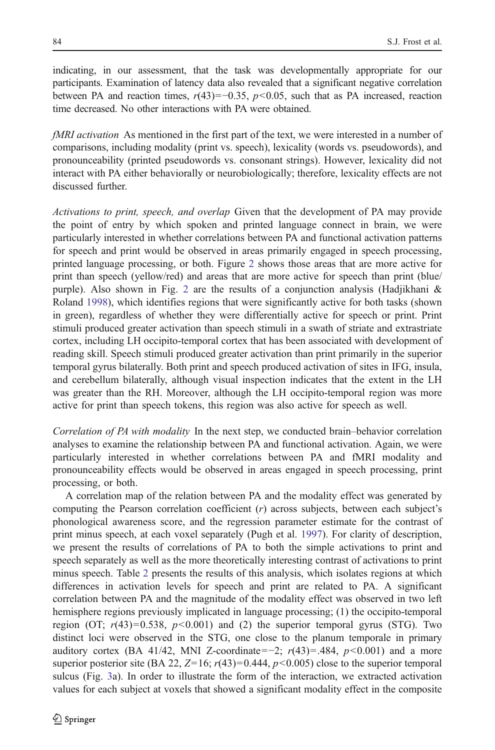indicating, in our assessment, that the task was developmentally appropriate for our participants. Examination of latency data also revealed that a significant negative correlation between PA and reaction times, $r(43)=-0.35$, $p<0.05$, such that as PA increased, reaction time decreased. No other interactions with PA were obtained.

*fMRI activation* As mentioned in the first part of the text, we were interested in a number of comparisons, including modality (print vs. speech), lexicality (words vs. pseudowords), and pronounceability (printed pseudowords vs. consonant strings). However, lexicality did not interact with PA either behaviorally or neurobiologically; therefore, lexicality effects are not discussed further.

*Activations to print, speech, and overlap* Given that the development of PA may provide the point of entry by which spoken and printed language connect in brain, we were particularly interested in whether correlations between PA and functional activation patterns for speech and print would be observed in areas primarily engaged in speech processing, printed language processing, or both. Figure 2 shows those areas that are more active for print than speech (yellow/red) and areas that are more active for speech than print (blue/purple). Also shown in Fig. 2 are the results of a conjunction analysis (Hadjikhani & Roland 1998), which identifies regions that were significantly active for both tasks (shown in green), regardless of whether they were differentially active for speech or print. Print stimuli produced greater activation than speech stimuli in a swath of striate and extrastriate cortex, including LH occipito-temporal cortex that has been associated with development of reading skill. Speech stimuli produced greater activation than print primarily in the superior temporal gyrus bilaterally. Both print and speech produced activation of sites in IFG, insula, and cerebellum bilaterally, although visual inspection indicates that the extent in the LH was greater than the RH. Moreover, although the LH occipito-temporal region was more active for print than speech tokens, this region was also active for speech as well.

*Correlation of PA with modality* In the next step, we conducted brain–behavior correlation analyses to examine the relationship between PA and functional activation. Again, we were particularly interested in whether correlations between PA and fMRI modality and pronounceability effects would be observed in areas engaged in speech processing, print processing, or both.

A correlation map of the relation between PA and the modality effect was generated by computing the Pearson correlation coefficient ($r$) across subjects, between each subject's phonological awareness score, and the regression parameter estimate for the contrast of print minus speech, at each voxel separately (Pugh et al. 1997). For clarity of description, we present the results of correlations of PA to both the simple activations to print and speech separately as well as the more theoretically interesting contrast of activations to print minus speech. Table 2 presents the results of this analysis, which isolates regions at which differences in activation levels for speech and print are related to PA. A significant correlation between PA and the magnitude of the modality effect was observed in two left hemisphere regions previously implicated in language processing; (1) the occipito-temporal region (OT; $r(43)=0.538$, $p<0.001$) and (2) the superior temporal gyrus (STG). Two distinct loci were observed in the STG, one close to the planum temporale in primary auditory cortex (BA 41/42, MNI Z-coordinate$=-2$; $r(43)=.484$, $p<0.001$) and a more superior posterior site (BA 22, $Z=16$; $r(43)=0.444$, $p<0.005$) close to the superior temporal sulcus (Fig. 3a). In order to illustrate the form of the interaction, we extracted activation values for each subject at voxels that showed a significant modality effect in the composite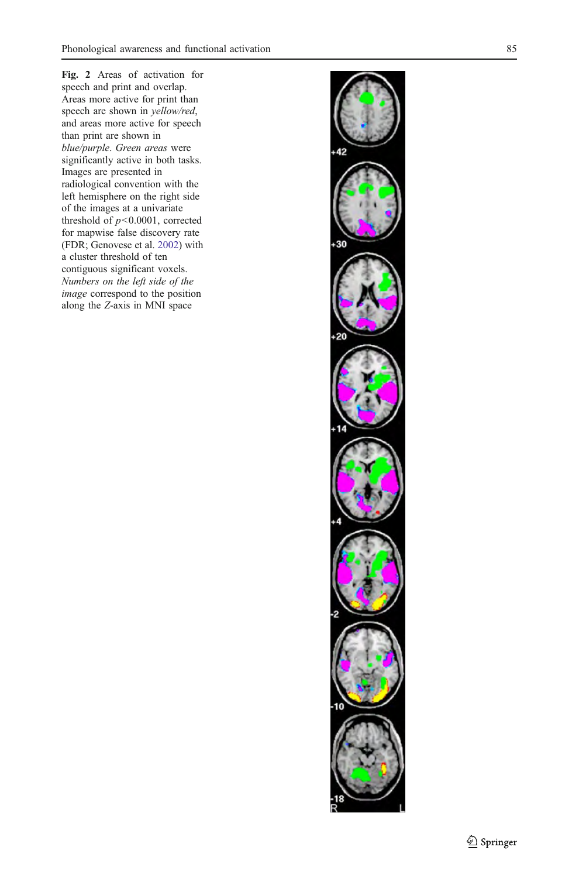**Fig. 2** Areas of activation for speech and print and overlap. Areas more active for print than speech are shown in *yellow/red*, and areas more active for speech than print are shown in *blue/purple*. *Green areas* were significantly active in both tasks. Images are presented in radiological convention with the left hemisphere on the right side of the images at a univariate threshold of $p<0.0001$, corrected for mapwise false discovery rate (FDR; Genovese et al. 2002) with a cluster threshold of ten contiguous significant voxels. *Numbers on the left side of the image* correspond to the position along the *Z*-axis in MNI space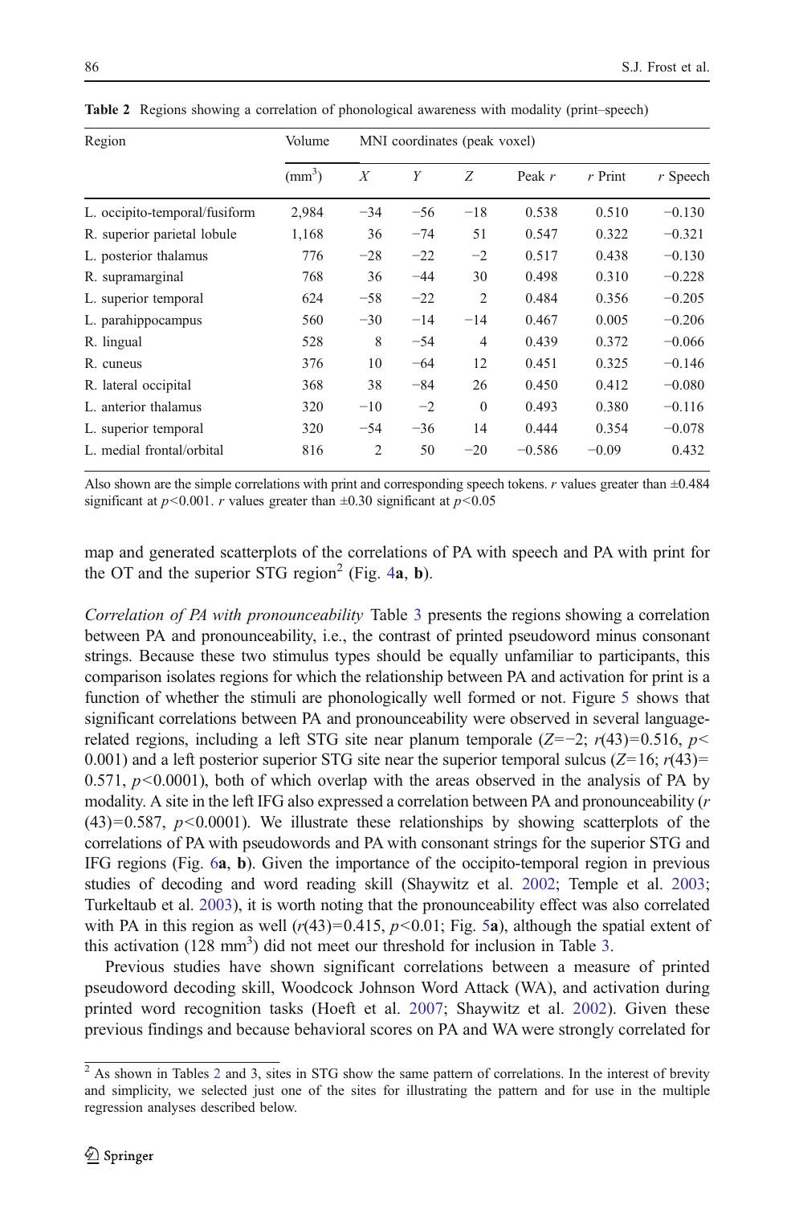**Table 2** Regions showing a correlation of phonological awareness with modality (print–speech)

| Region | Volume | MNI coordinates (peak voxel) | | | | | |
|---|---|---|---|---|---|---|---|
| | (mm$^3$) | *X* | *Y* | *Z* | Peak *r* | *r* Print | *r* Speech |
| L. occipito-temporal/fusiform | 2,984 | −34 | −56 | −18 | 0.538 | 0.510 | −0.130 |
| R. superior parietal lobule | 1,168 | 36 | −74 | 51 | 0.547 | 0.322 | −0.321 |
| L. posterior thalamus | 776 | −28 | −22 | −2 | 0.517 | 0.438 | −0.130 |
| R. supramarginal | 768 | 36 | −44 | 30 | 0.498 | 0.310 | −0.228 |
| L. superior temporal | 624 | −58 | −22 | 2 | 0.484 | 0.356 | −0.205 |
| L. parahippocampus | 560 | −30 | −14 | −14 | 0.467 | 0.005 | −0.206 |
| R. lingual | 528 | 8 | −54 | 4 | 0.439 | 0.372 | −0.066 |
| R. cuneus | 376 | 10 | −64 | 12 | 0.451 | 0.325 | −0.146 |
| R. lateral occipital | 368 | 38 | −84 | 26 | 0.450 | 0.412 | −0.080 |
| L. anterior thalamus | 320 | −10 | −2 | 0 | 0.493 | 0.380 | −0.116 |
| L. superior temporal | 320 | −54 | −36 | 14 | 0.444 | 0.354 | −0.078 |
| L. medial frontal/orbital | 816 | 2 | 50 | −20 | −0.586 | −0.09 | 0.432 |

Also shown are the simple correlations with print and corresponding speech tokens. *r* values greater than ±0.484 significant at $p<0.001$. *r* values greater than ±0.30 significant at $p<0.05$

map and generated scatterplots of the correlations of PA with speech and PA with print for the OT and the superior STG region[2] (Fig. 4**a**, **b**).

*Correlation of PA with pronounceability* Table 3 presents the regions showing a correlation between PA and pronounceability, i.e., the contrast of printed pseudoword minus consonant strings. Because these two stimulus types should be equally unfamiliar to participants, this comparison isolates regions for which the relationship between PA and activation for print is a function of whether the stimuli are phonologically well formed or not. Figure 5 shows that significant correlations between PA and pronounceability were observed in several language-related regions, including a left STG site near planum temporale ($Z=-2$; $r(43)=0.516$, $p<0.001$) and a left posterior superior STG site near the superior temporal sulcus ($Z=16$; $r(43)=0.571$, $p<0.0001$), both of which overlap with the areas observed in the analysis of PA by modality. A site in the left IFG also expressed a correlation between PA and pronounceability ($r(43)=0.587$, $p<0.0001$). We illustrate these relationships by showing scatterplots of the correlations of PA with pseudowords and PA with consonant strings for the superior STG and IFG regions (Fig. 6**a**, **b**). Given the importance of the occipito-temporal region in previous studies of decoding and word reading skill (Shaywitz et al. 2002; Temple et al. 2003; Turkeltaub et al. 2003), it is worth noting that the pronounceability effect was also correlated with PA in this region as well ($r(43)=0.415$, $p<0.01$; Fig. 5**a**), although the spatial extent of this activation (128 mm$^3$) did not meet our threshold for inclusion in Table 3.

Previous studies have shown significant correlations between a measure of printed pseudoword decoding skill, Woodcock Johnson Word Attack (WA), and activation during printed word recognition tasks (Hoeft et al. 2007; Shaywitz et al. 2002). Given these previous findings and because behavioral scores on PA and WA were strongly correlated for

[2] As shown in Tables 2 and 3, sites in STG show the same pattern of correlations. In the interest of brevity and simplicity, we selected just one of the sites for illustrating the pattern and for use in the multiple regression analyses described below.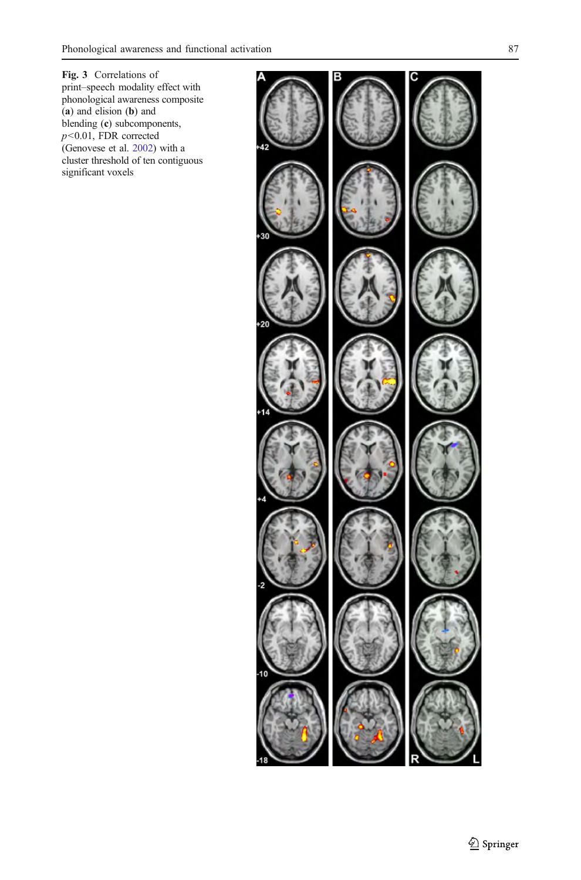**Fig. 3** Correlations of print–speech modality effect with phonological awareness composite (**a**) and elision (**b**) and blending (**c**) subcomponents, $p<0.01$, FDR corrected (Genovese et al. 2002) with a cluster threshold of ten contiguous significant voxels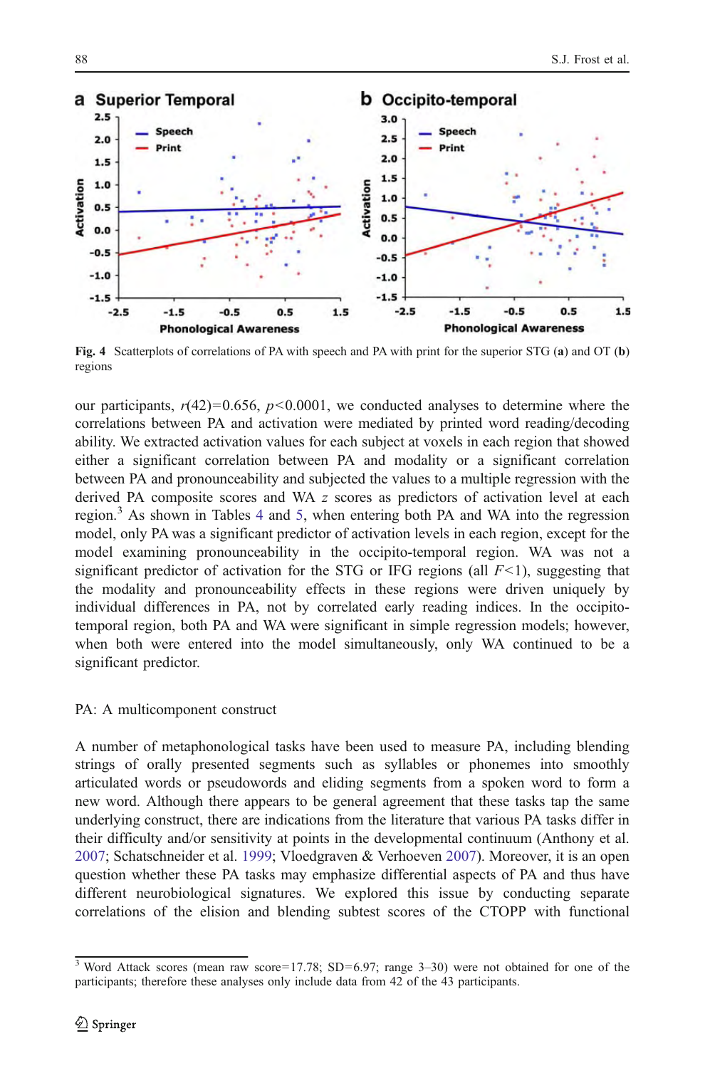**Fig. 4** Scatterplots of correlations of PA with speech and PA with print for the superior STG (**a**) and OT (**b**) regions

our participants, $r(42)=0.656$, $p<0.0001$, we conducted analyses to determine where the correlations between PA and activation were mediated by printed word reading/decoding ability. We extracted activation values for each subject at voxels in each region that showed either a significant correlation between PA and modality or a significant correlation between PA and pronounceability and subjected the values to a multiple regression with the derived PA composite scores and WA $z$ scores as predictors of activation level at each region.[3] As shown in Tables 4 and 5, when entering both PA and WA into the regression model, only PA was a significant predictor of activation levels in each region, except for the model examining pronounceability in the occipito-temporal region. WA was not a significant predictor of activation for the STG or IFG regions (all $F<1$), suggesting that the modality and pronounceability effects in these regions were driven uniquely by individual differences in PA, not by correlated early reading indices. In the occipito-temporal region, both PA and WA were significant in simple regression models; however, when both were entered into the model simultaneously, only WA continued to be a significant predictor.

## PA: A multicomponent construct

A number of metaphonological tasks have been used to measure PA, including blending strings of orally presented segments such as syllables or phonemes into smoothly articulated words or pseudowords and eliding segments from a spoken word to form a new word. Although there appears to be general agreement that these tasks tap the same underlying construct, there are indications from the literature that various PA tasks differ in their difficulty and/or sensitivity at points in the developmental continuum (Anthony et al. 2007; Schatschneider et al. 1999; Vloedgraven & Verhoeven 2007). Moreover, it is an open question whether these PA tasks may emphasize differential aspects of PA and thus have different neurobiological signatures. We explored this issue by conducting separate correlations of the elision and blending subtest scores of the CTOPP with functional

[3] Word Attack scores (mean raw score=17.78; SD=6.97; range 3–30) were not obtained for one of the participants; therefore these analyses only include data from 42 of the 43 participants.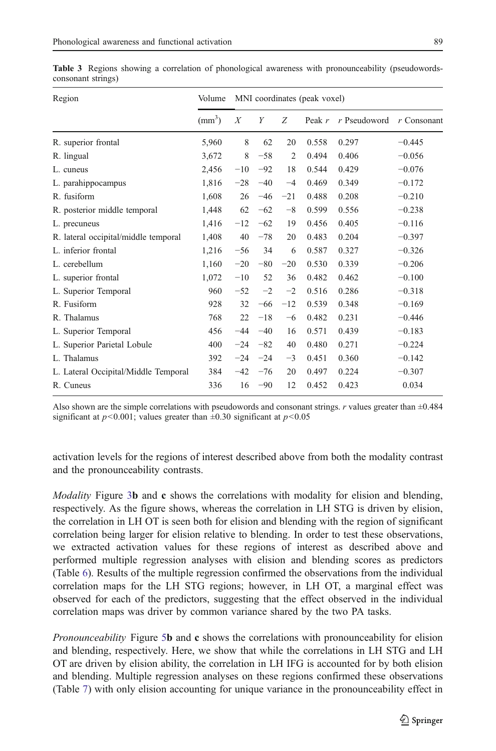**Table 3** Regions showing a correlation of phonological awareness with pronounceability (pseudowords-consonant strings)

| Region | Volume | MNI coordinates (peak voxel) | | | | | |
|---|---|---|---|---|---|---|---|
| | ($mm^3$) | *X* | *Y* | *Z* | Peak *r* | *r* Pseudoword | *r* Consonant |
| R. superior frontal | 5,960 | 8 | 62 | 20 | 0.558 | 0.297 | −0.445 |
| R. lingual | 3,672 | 8 | −58 | 2 | 0.494 | 0.406 | −0.056 |
| L. cuneus | 2,456 | −10 | −92 | 18 | 0.544 | 0.429 | −0.076 |
| L. parahippocampus | 1,816 | −28 | −40 | −4 | 0.469 | 0.349 | −0.172 |
| R. fusiform | 1,608 | 26 | −46 | −21 | 0.488 | 0.208 | −0.210 |
| R. posterior middle temporal | 1,448 | 62 | −62 | −8 | 0.599 | 0.556 | −0.238 |
| L. precuneus | 1,416 | −12 | −62 | 19 | 0.456 | 0.405 | −0.116 |
| R. lateral occipital/middle temporal | 1,408 | 40 | −78 | 20 | 0.483 | 0.204 | −0.397 |
| L. inferior frontal | 1,216 | −56 | 34 | 6 | 0.587 | 0.327 | −0.326 |
| L. cerebellum | 1,160 | −20 | −80 | −20 | 0.530 | 0.339 | −0.206 |
| L. superior frontal | 1,072 | −10 | 52 | 36 | 0.482 | 0.462 | −0.100 |
| L. Superior Temporal | 960 | −52 | −2 | −2 | 0.516 | 0.286 | −0.318 |
| R. Fusiform | 928 | 32 | −66 | −12 | 0.539 | 0.348 | −0.169 |
| R. Thalamus | 768 | 22 | −18 | −6 | 0.482 | 0.231 | −0.446 |
| L. Superior Temporal | 456 | −44 | −40 | 16 | 0.571 | 0.439 | −0.183 |
| L. Superior Parietal Lobule | 400 | −24 | −82 | 40 | 0.480 | 0.271 | −0.224 |
| L. Thalamus | 392 | −24 | −24 | −3 | 0.451 | 0.360 | −0.142 |
| L. Lateral Occipital/Middle Temporal | 384 | −42 | −76 | 20 | 0.497 | 0.224 | −0.307 |
| R. Cuneus | 336 | 16 | −90 | 12 | 0.452 | 0.423 | 0.034 |

Also shown are the simple correlations with pseudowords and consonant strings. *r* values greater than ±0.484 significant at $p<0.001$; values greater than ±0.30 significant at $p<0.05$

activation levels for the regions of interest described above from both the modality contrast and the pronounceability contrasts.

*Modality* Figure 3**b** and **c** shows the correlations with modality for elision and blending, respectively. As the figure shows, whereas the correlation in LH STG is driven by elision, the correlation in LH OT is seen both for elision and blending with the region of significant correlation being larger for elision relative to blending. In order to test these observations, we extracted activation values for these regions of interest as described above and performed multiple regression analyses with elision and blending scores as predictors (Table 6). Results of the multiple regression confirmed the observations from the individual correlation maps for the LH STG regions; however, in LH OT, a marginal effect was observed for each of the predictors, suggesting that the effect observed in the individual correlation maps was driver by common variance shared by the two PA tasks.

*Pronounceability* Figure 5**b** and **c** shows the correlations with pronounceability for elision and blending, respectively. Here, we show that while the correlations in LH STG and LH OT are driven by elision ability, the correlation in LH IFG is accounted for by both elision and blending. Multiple regression analyses on these regions confirmed these observations (Table 7) with only elision accounting for unique variance in the pronounceability effect in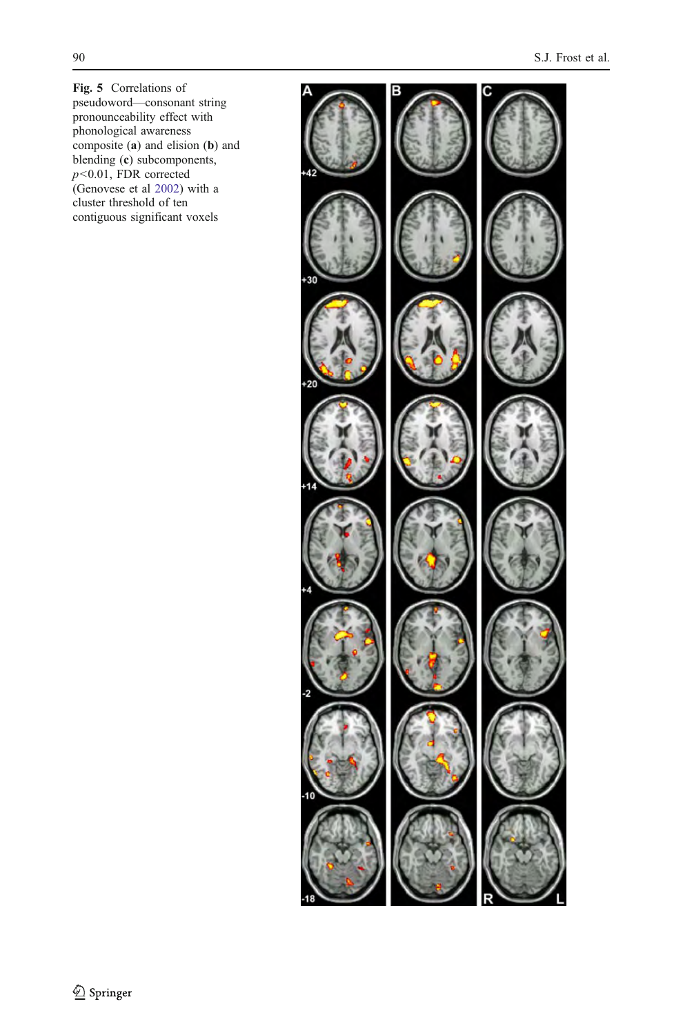**Fig. 5** Correlations of pseudoword—consonant string pronounceability effect with phonological awareness composite (**a**) and elision (**b**) and blending (**c**) subcomponents, $p<0.01$, FDR corrected (Genovese et al 2002) with a cluster threshold of ten contiguous significant voxels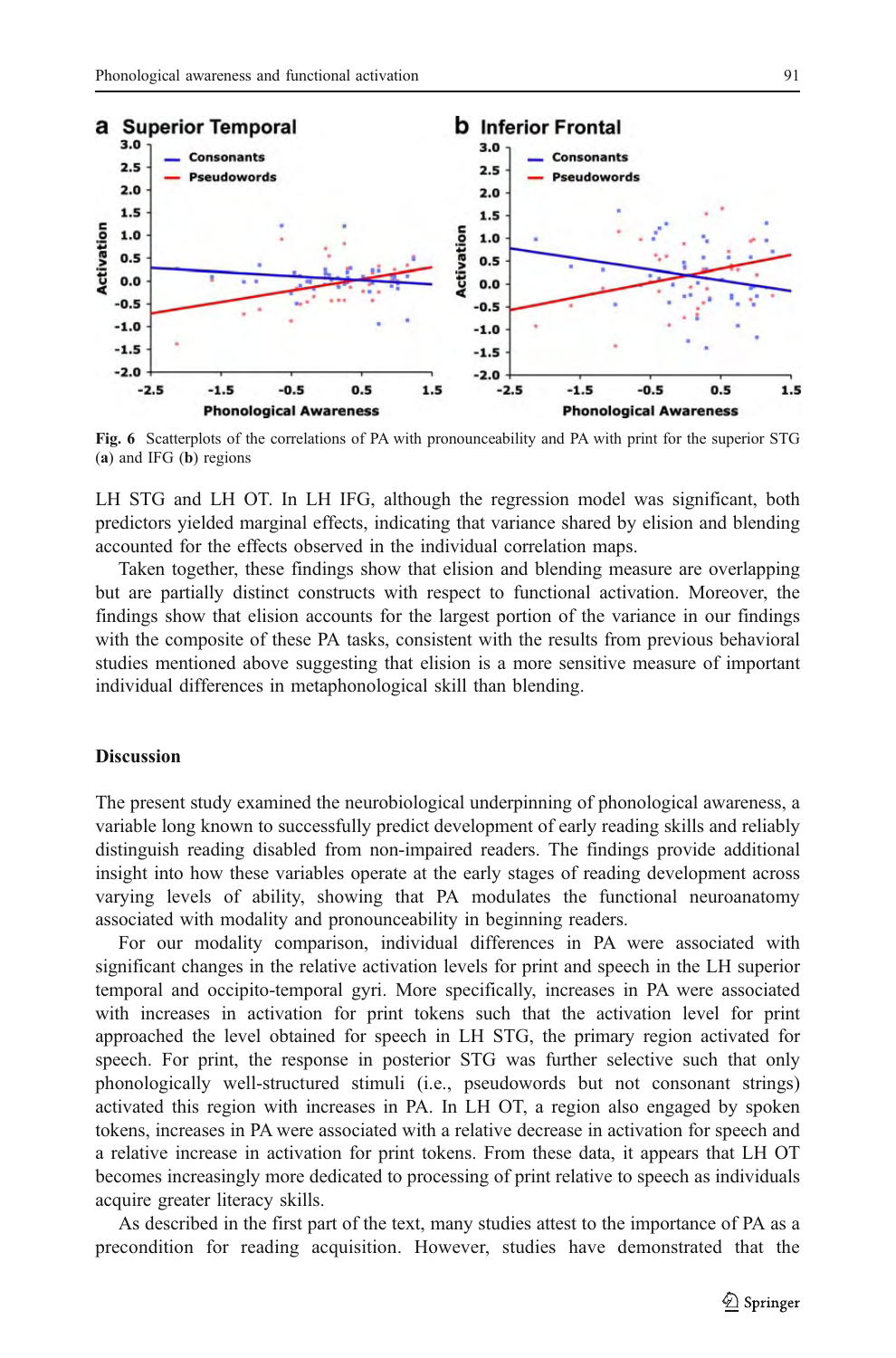Fig. 6 Scatterplots of the correlations of PA with pronounceability and PA with print for the superior STG (**a**) and IFG (**b**) regions

LH STG and LH OT. In LH IFG, although the regression model was significant, both predictors yielded marginal effects, indicating that variance shared by elision and blending accounted for the effects observed in the individual correlation maps.

Taken together, these findings show that elision and blending measure are overlapping but are partially distinct constructs with respect to functional activation. Moreover, the findings show that elision accounts for the largest portion of the variance in our findings with the composite of these PA tasks, consistent with the results from previous behavioral studies mentioned above suggesting that elision is a more sensitive measure of important individual differences in metaphonological skill than blending.

## Discussion

The present study examined the neurobiological underpinning of phonological awareness, a variable long known to successfully predict development of early reading skills and reliably distinguish reading disabled from non-impaired readers. The findings provide additional insight into how these variables operate at the early stages of reading development across varying levels of ability, showing that PA modulates the functional neuroanatomy associated with modality and pronounceability in beginning readers.

For our modality comparison, individual differences in PA were associated with significant changes in the relative activation levels for print and speech in the LH superior temporal and occipito-temporal gyri. More specifically, increases in PA were associated with increases in activation for print tokens such that the activation level for print approached the level obtained for speech in LH STG, the primary region activated for speech. For print, the response in posterior STG was further selective such that only phonologically well-structured stimuli (i.e., pseudowords but not consonant strings) activated this region with increases in PA. In LH OT, a region also engaged by spoken tokens, increases in PA were associated with a relative decrease in activation for speech and a relative increase in activation for print tokens. From these data, it appears that LH OT becomes increasingly more dedicated to processing of print relative to speech as individuals acquire greater literacy skills.

As described in the first part of the text, many studies attest to the importance of PA as a precondition for reading acquisition. However, studies have demonstrated that the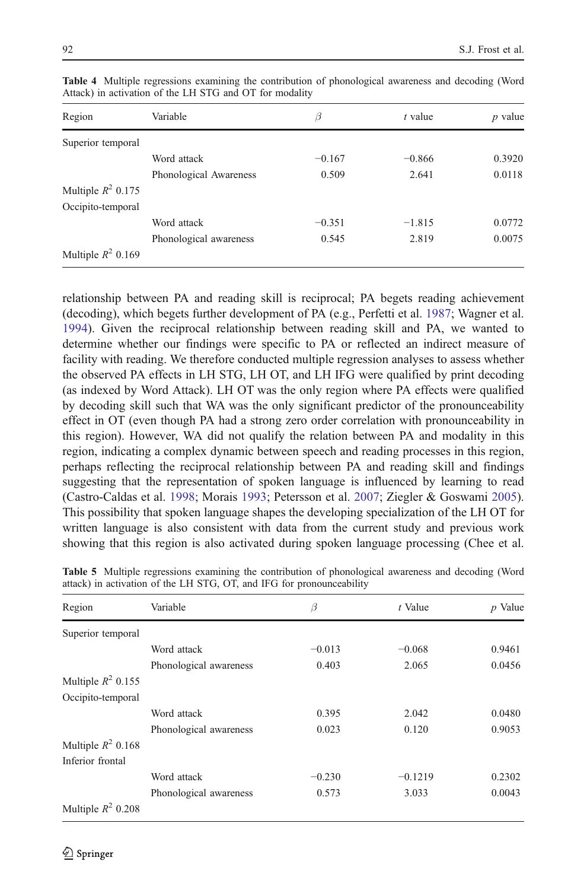**Table 4** Multiple regressions examining the contribution of phonological awareness and decoding (Word Attack) in activation of the LH STG and OT for modality

| Region | Variable | $\beta$ | *t* value | *p* value |
|---|---|---|---|---|
| Superior temporal | | | | |
| | Word attack | −0.167 | −0.866 | 0.3920 |
| | Phonological Awareness | 0.509 | 2.641 | 0.0118 |
| Multiple $R^2$ 0.175 | | | | |
| Occipito-temporal | | | | |
| | Word attack | −0.351 | −1.815 | 0.0772 |
| | Phonological awareness | 0.545 | 2.819 | 0.0075 |
| Multiple $R^2$ 0.169 | | | | |

relationship between PA and reading skill is reciprocal; PA begets reading achievement (decoding), which begets further development of PA (e.g., Perfetti et al. 1987; Wagner et al. 1994). Given the reciprocal relationship between reading skill and PA, we wanted to determine whether our findings were specific to PA or reflected an indirect measure of facility with reading. We therefore conducted multiple regression analyses to assess whether the observed PA effects in LH STG, LH OT, and LH IFG were qualified by print decoding (as indexed by Word Attack). LH OT was the only region where PA effects were qualified by decoding skill such that WA was the only significant predictor of the pronounceability effect in OT (even though PA had a strong zero order correlation with pronounceability in this region). However, WA did not qualify the relation between PA and modality in this region, indicating a complex dynamic between speech and reading processes in this region, perhaps reflecting the reciprocal relationship between PA and reading skill and findings suggesting that the representation of spoken language is influenced by learning to read (Castro-Caldas et al. 1998; Morais 1993; Petersson et al. 2007; Ziegler & Goswami 2005). This possibility that spoken language shapes the developing specialization of the LH OT for written language is also consistent with data from the current study and previous work showing that this region is also activated during spoken language processing (Chee et al.

**Table 5** Multiple regressions examining the contribution of phonological awareness and decoding (Word attack) in activation of the LH STG, OT, and IFG for pronounceability

| Region | Variable | $\beta$ | *t* Value | *p* Value |
|---|---|---|---|---|
| Superior temporal | | | | |
| | Word attack | −0.013 | −0.068 | 0.9461 |
| | Phonological awareness | 0.403 | 2.065 | 0.0456 |
| Multiple $R^2$ 0.155 | | | | |
| Occipito-temporal | | | | |
| | Word attack | 0.395 | 2.042 | 0.0480 |
| | Phonological awareness | 0.023 | 0.120 | 0.9053 |
| Multiple $R^2$ 0.168 | | | | |
| Inferior frontal | | | | |
| | Word attack | −0.230 | −0.1219 | 0.2302 |
| | Phonological awareness | 0.573 | 3.033 | 0.0043 |
| Multiple $R^2$ 0.208 | | | | |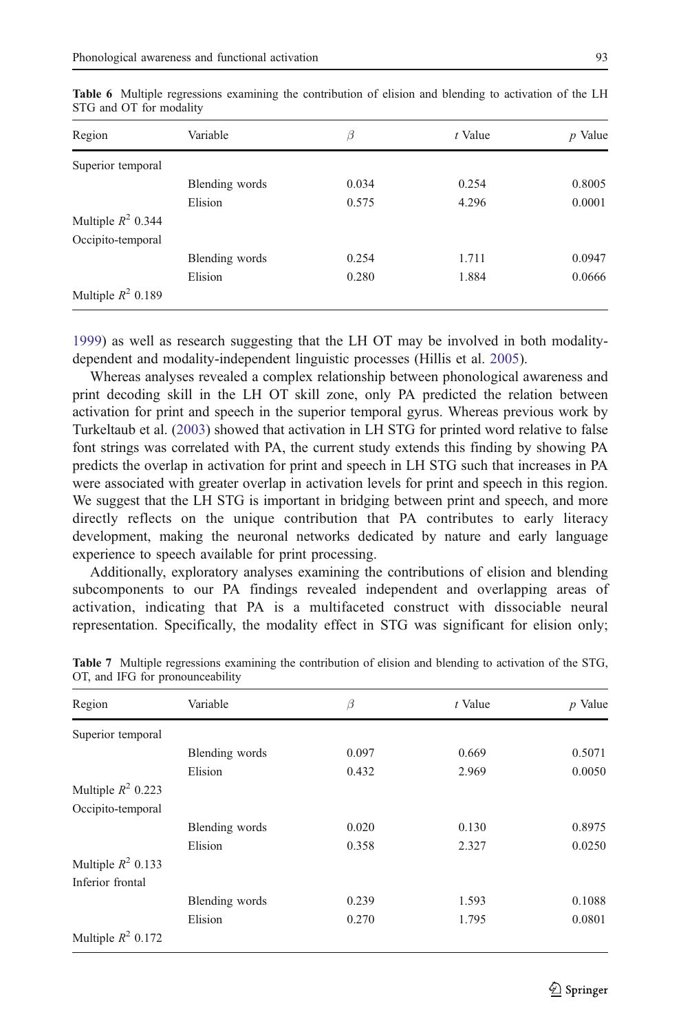**Table 6** Multiple regressions examining the contribution of elision and blending to activation of the LH STG and OT for modality

| Region | Variable | $\beta$ | $t$ Value | $p$ Value |
|---|---|---|---|---|
| Superior temporal | | | | |
| | Blending words | 0.034 | 0.254 | 0.8005 |
| | Elision | 0.575 | 4.296 | 0.0001 |
| Multiple $R^2$ 0.344 | | | | |
| Occipito-temporal | | | | |
| | Blending words | 0.254 | 1.711 | 0.0947 |
| | Elision | 0.280 | 1.884 | 0.0666 |
| Multiple $R^2$ 0.189 | | | | |

1999) as well as research suggesting that the LH OT may be involved in both modality-dependent and modality-independent linguistic processes (Hillis et al. 2005).

Whereas analyses revealed a complex relationship between phonological awareness and print decoding skill in the LH OT skill zone, only PA predicted the relation between activation for print and speech in the superior temporal gyrus. Whereas previous work by Turkeltaub et al. (2003) showed that activation in LH STG for printed word relative to false font strings was correlated with PA, the current study extends this finding by showing PA predicts the overlap in activation for print and speech in LH STG such that increases in PA were associated with greater overlap in activation levels for print and speech in this region. We suggest that the LH STG is important in bridging between print and speech, and more directly reflects on the unique contribution that PA contributes to early literacy development, making the neuronal networks dedicated by nature and early language experience to speech available for print processing.

Additionally, exploratory analyses examining the contributions of elision and blending subcomponents to our PA findings revealed independent and overlapping areas of activation, indicating that PA is a multifaceted construct with dissociable neural representation. Specifically, the modality effect in STG was significant for elision only;

**Table 7** Multiple regressions examining the contribution of elision and blending to activation of the STG, OT, and IFG for pronounceability

| Region | Variable | $\beta$ | $t$ Value | $p$ Value |
|---|---|---|---|---|
| Superior temporal | | | | |
| | Blending words | 0.097 | 0.669 | 0.5071 |
| | Elision | 0.432 | 2.969 | 0.0050 |
| Multiple $R^2$ 0.223 | | | | |
| Occipito-temporal | | | | |
| | Blending words | 0.020 | 0.130 | 0.8975 |
| | Elision | 0.358 | 2.327 | 0.0250 |
| Multiple $R^2$ 0.133 | | | | |
| Inferior frontal | | | | |
| | Blending words | 0.239 | 1.593 | 0.1088 |
| | Elision | 0.270 | 1.795 | 0.0801 |
| Multiple $R^2$ 0.172 | | | | |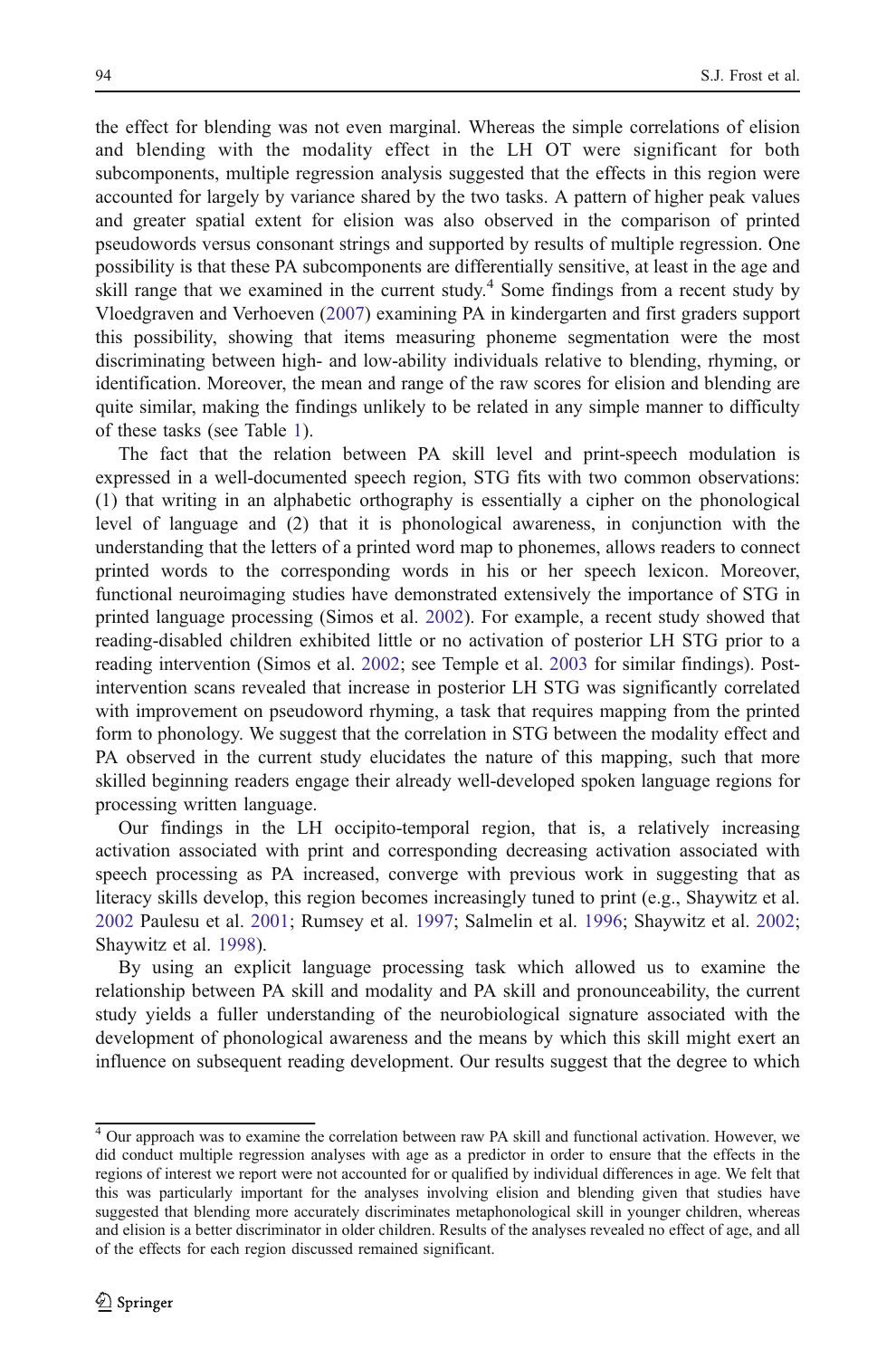the effect for blending was not even marginal. Whereas the simple correlations of elision and blending with the modality effect in the LH OT were significant for both subcomponents, multiple regression analysis suggested that the effects in this region were accounted for largely by variance shared by the two tasks. A pattern of higher peak values and greater spatial extent for elision was also observed in the comparison of printed pseudowords versus consonant strings and supported by results of multiple regression. One possibility is that these PA subcomponents are differentially sensitive, at least in the age and skill range that we examined in the current study.[4] Some findings from a recent study by Vloedgraven and Verhoeven (2007) examining PA in kindergarten and first graders support this possibility, showing that items measuring phoneme segmentation were the most discriminating between high- and low-ability individuals relative to blending, rhyming, or identification. Moreover, the mean and range of the raw scores for elision and blending are quite similar, making the findings unlikely to be related in any simple manner to difficulty of these tasks (see Table 1).

The fact that the relation between PA skill level and print-speech modulation is expressed in a well-documented speech region, STG fits with two common observations: (1) that writing in an alphabetic orthography is essentially a cipher on the phonological level of language and (2) that it is phonological awareness, in conjunction with the understanding that the letters of a printed word map to phonemes, allows readers to connect printed words to the corresponding words in his or her speech lexicon. Moreover, functional neuroimaging studies have demonstrated extensively the importance of STG in printed language processing (Simos et al. 2002). For example, a recent study showed that reading-disabled children exhibited little or no activation of posterior LH STG prior to a reading intervention (Simos et al. 2002; see Temple et al. 2003 for similar findings). Post-intervention scans revealed that increase in posterior LH STG was significantly correlated with improvement on pseudoword rhyming, a task that requires mapping from the printed form to phonology. We suggest that the correlation in STG between the modality effect and PA observed in the current study elucidates the nature of this mapping, such that more skilled beginning readers engage their already well-developed spoken language regions for processing written language.

Our findings in the LH occipito-temporal region, that is, a relatively increasing activation associated with print and corresponding decreasing activation associated with speech processing as PA increased, converge with previous work in suggesting that as literacy skills develop, this region becomes increasingly tuned to print (e.g., Shaywitz et al. 2002 Paulesu et al. 2001; Rumsey et al. 1997; Salmelin et al. 1996; Shaywitz et al. 2002; Shaywitz et al. 1998).

By using an explicit language processing task which allowed us to examine the relationship between PA skill and modality and PA skill and pronounceability, the current study yields a fuller understanding of the neurobiological signature associated with the development of phonological awareness and the means by which this skill might exert an influence on subsequent reading development. Our results suggest that the degree to which

[4] Our approach was to examine the correlation between raw PA skill and functional activation. However, we did conduct multiple regression analyses with age as a predictor in order to ensure that the effects in the regions of interest we report were not accounted for or qualified by individual differences in age. We felt that this was particularly important for the analyses involving elision and blending given that studies have suggested that blending more accurately discriminates metaphonological skill in younger children, whereas and elision is a better discriminator in older children. Results of the analyses revealed no effect of age, and all of the effects for each region discussed remained significant.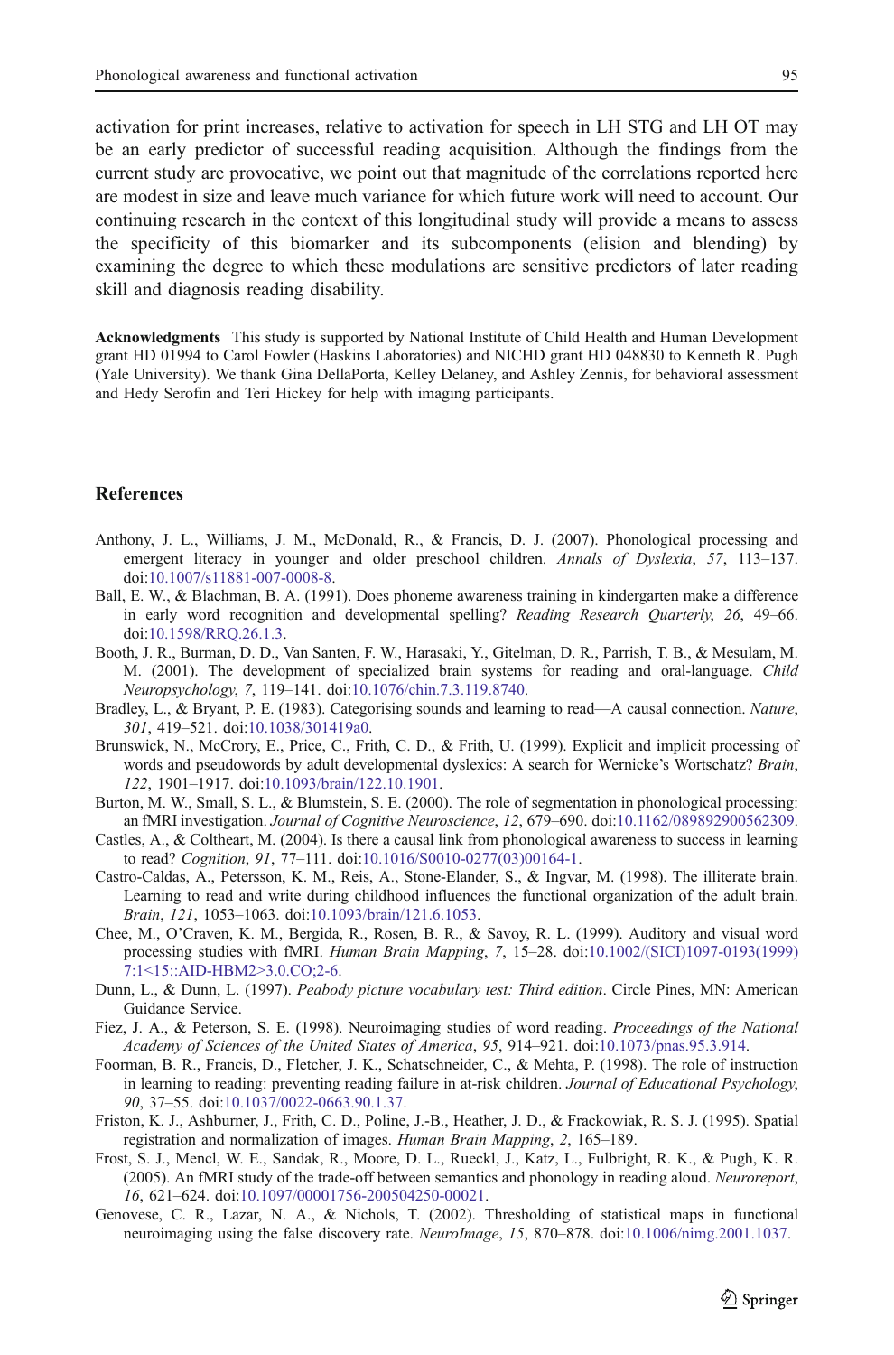activation for print increases, relative to activation for speech in LH STG and LH OT may be an early predictor of successful reading acquisition. Although the findings from the current study are provocative, we point out that magnitude of the correlations reported here are modest in size and leave much variance for which future work will need to account. Our continuing research in the context of this longitudinal study will provide a means to assess the specificity of this biomarker and its subcomponents (elision and blending) by examining the degree to which these modulations are sensitive predictors of later reading skill and diagnosis reading disability.

**Acknowledgments** This study is supported by National Institute of Child Health and Human Development grant HD 01994 to Carol Fowler (Haskins Laboratories) and NICHD grant HD 048830 to Kenneth R. Pugh (Yale University). We thank Gina DellaPorta, Kelley Delaney, and Ashley Zennis, for behavioral assessment and Hedy Serofin and Teri Hickey for help with imaging participants.

## References

Anthony, J. L., Williams, J. M., McDonald, R., & Francis, D. J. (2007). Phonological processing and emergent literacy in younger and older preschool children. *Annals of Dyslexia*, *57*, 113–137. doi:10.1007/s11881-007-0008-8.

Ball, E. W., & Blachman, B. A. (1991). Does phoneme awareness training in kindergarten make a difference in early word recognition and developmental spelling? *Reading Research Quarterly*, *26*, 49–66. doi:10.1598/RRQ.26.1.3.

Booth, J. R., Burman, D. D., Van Santen, F. W., Harasaki, Y., Gitelman, D. R., Parrish, T. B., & Mesulam, M. M. (2001). The development of specialized brain systems for reading and oral-language. *Child Neuropsychology*, *7*, 119–141. doi:10.1076/chin.7.3.119.8740.

Bradley, L., & Bryant, P. E. (1983). Categorising sounds and learning to read—A causal connection. *Nature*, *301*, 419–521. doi:10.1038/301419a0.

Brunswick, N., McCrory, E., Price, C., Frith, C. D., & Frith, U. (1999). Explicit and implicit processing of words and pseudowords by adult developmental dyslexics: A search for Wernicke's Wortschatz? *Brain*, *122*, 1901–1917. doi:10.1093/brain/122.10.1901.

Burton, M. W., Small, S. L., & Blumstein, S. E. (2000). The role of segmentation in phonological processing: an fMRI investigation. *Journal of Cognitive Neuroscience*, *12*, 679–690. doi:10.1162/089892900562309.

Castles, A., & Coltheart, M. (2004). Is there a causal link from phonological awareness to success in learning to read? *Cognition*, *91*, 77–111. doi:10.1016/S0010-0277(03)00164-1.

Castro-Caldas, A., Petersson, K. M., Reis, A., Stone-Elander, S., & Ingvar, M. (1998). The illiterate brain. Learning to read and write during childhood influences the functional organization of the adult brain. *Brain*, *121*, 1053–1063. doi:10.1093/brain/121.6.1053.

Chee, M., O'Craven, K. M., Bergida, R., Rosen, B. R., & Savoy, R. L. (1999). Auditory and visual word processing studies with fMRI. *Human Brain Mapping*, *7*, 15–28. doi:10.1002/(SICI)1097-0193(1999)7:1<15::AID-HBM2>3.0.CO;2-6.

Dunn, L., & Dunn, L. (1997). *Peabody picture vocabulary test: Third edition*. Circle Pines, MN: American Guidance Service.

Fiez, J. A., & Peterson, S. E. (1998). Neuroimaging studies of word reading. *Proceedings of the National Academy of Sciences of the United States of America*, *95*, 914–921. doi:10.1073/pnas.95.3.914.

Foorman, B. R., Francis, D., Fletcher, J. K., Schatschneider, C., & Mehta, P. (1998). The role of instruction in learning to reading: preventing reading failure in at-risk children. *Journal of Educational Psychology*, *90*, 37–55. doi:10.1037/0022-0663.90.1.37.

Friston, K. J., Ashburner, J., Frith, C. D., Poline, J.-B., Heather, J. D., & Frackowiak, R. S. J. (1995). Spatial registration and normalization of images. *Human Brain Mapping*, *2*, 165–189.

Frost, S. J., Mencl, W. E., Sandak, R., Moore, D. L., Rueckl, J., Katz, L., Fulbright, R. K., & Pugh, K. R. (2005). An fMRI study of the trade-off between semantics and phonology in reading aloud. *Neuroreport*, *16*, 621–624. doi:10.1097/00001756-200504250-00021.

Genovese, C. R., Lazar, N. A., & Nichols, T. (2002). Thresholding of statistical maps in functional neuroimaging using the false discovery rate. *NeuroImage*, *15*, 870–878. doi:10.1006/nimg.2001.1037.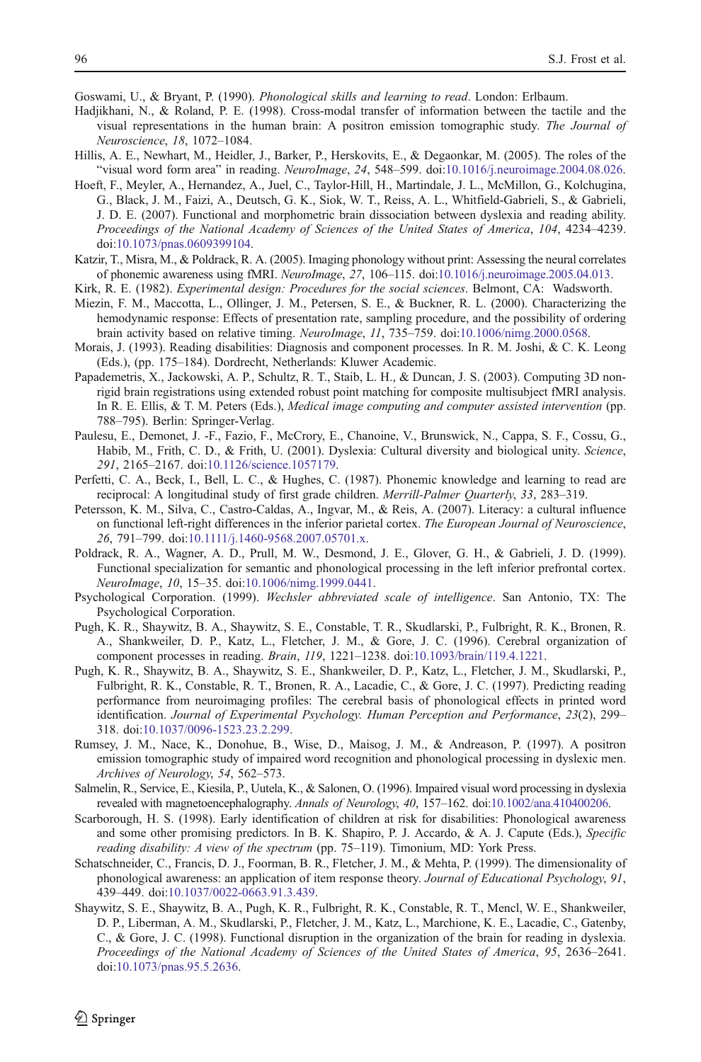Goswami, U., & Bryant, P. (1990). *Phonological skills and learning to read*. London: Erlbaum.

Hadjikhani, N., & Roland, P. E. (1998). Cross-modal transfer of information between the tactile and the visual representations in the human brain: A positron emission tomographic study. *The Journal of Neuroscience*, *18*, 1072–1084.

Hillis, A. E., Newhart, M., Heidler, J., Barker, P., Herskovits, E., & Degaonkar, M. (2005). The roles of the "visual word form area" in reading. *NeuroImage*, *24*, 548–599. doi:10.1016/j.neuroimage.2004.08.026.

Hoeft, F., Meyler, A., Hernandez, A., Juel, C., Taylor-Hill, H., Martindale, J. L., McMillon, G., Kolchugina, G., Black, J. M., Faizi, A., Deutsch, G. K., Siok, W. T., Reiss, A. L., Whitfield-Gabrieli, S., & Gabrieli, J. D. E. (2007). Functional and morphometric brain dissociation between dyslexia and reading ability. *Proceedings of the National Academy of Sciences of the United States of America*, *104*, 4234–4239. doi:10.1073/pnas.0609399104.

Katzir, T., Misra, M., & Poldrack, R. A. (2005). Imaging phonology without print: Assessing the neural correlates of phonemic awareness using fMRI. *NeuroImage*, *27*, 106–115. doi:10.1016/j.neuroimage.2005.04.013.

Kirk, R. E. (1982). *Experimental design: Procedures for the social sciences*. Belmont, CA: Wadsworth.

Miezin, F. M., Maccotta, L., Ollinger, J. M., Petersen, S. E., & Buckner, R. L. (2000). Characterizing the hemodynamic response: Effects of presentation rate, sampling procedure, and the possibility of ordering brain activity based on relative timing. *NeuroImage*, *11*, 735–759. doi:10.1006/nimg.2000.0568.

Morais, J. (1993). Reading disabilities: Diagnosis and component processes. In R. M. Joshi, & C. K. Leong (Eds.), (pp. 175–184). Dordrecht, Netherlands: Kluwer Academic.

Papademetris, X., Jackowski, A. P., Schultz, R. T., Staib, L. H., & Duncan, J. S. (2003). Computing 3D non-rigid brain registrations using extended robust point matching for composite multisubject fMRI analysis. In R. E. Ellis, & T. M. Peters (Eds.), *Medical image computing and computer assisted intervention* (pp. 788–795). Berlin: Springer-Verlag.

Paulesu, E., Demonet, J. -F., Fazio, F., McCrory, E., Chanoine, V., Brunswick, N., Cappa, S. F., Cossu, G., Habib, M., Frith, C. D., & Frith, U. (2001). Dyslexia: Cultural diversity and biological unity. *Science*, *291*, 2165–2167. doi:10.1126/science.1057179.

Perfetti, C. A., Beck, I., Bell, L. C., & Hughes, C. (1987). Phonemic knowledge and learning to read are reciprocal: A longitudinal study of first grade children. *Merrill-Palmer Quarterly*, *33*, 283–319.

Petersson, K. M., Silva, C., Castro-Caldas, A., Ingvar, M., & Reis, A. (2007). Literacy: a cultural influence on functional left-right differences in the inferior parietal cortex. *The European Journal of Neuroscience*, *26*, 791–799. doi:10.1111/j.1460-9568.2007.05701.x.

Poldrack, R. A., Wagner, A. D., Prull, M. W., Desmond, J. E., Glover, G. H., & Gabrieli, J. D. (1999). Functional specialization for semantic and phonological processing in the left inferior prefrontal cortex. *NeuroImage*, *10*, 15–35. doi:10.1006/nimg.1999.0441.

Psychological Corporation. (1999). *Wechsler abbreviated scale of intelligence*. San Antonio, TX: The Psychological Corporation.

Pugh, K. R., Shaywitz, B. A., Shaywitz, S. E., Constable, T. R., Skudlarski, P., Fulbright, R. K., Bronen, R. A., Shankweiler, D. P., Katz, L., Fletcher, J. M., & Gore, J. C. (1996). Cerebral organization of component processes in reading. *Brain*, *119*, 1221–1238. doi:10.1093/brain/119.4.1221.

Pugh, K. R., Shaywitz, B. A., Shaywitz, S. E., Shankweiler, D. P., Katz, L., Fletcher, J. M., Skudlarski, P., Fulbright, R. K., Constable, R. T., Bronen, R. A., Lacadie, C., & Gore, J. C. (1997). Predicting reading performance from neuroimaging profiles: The cerebral basis of phonological effects in printed word identification. *Journal of Experimental Psychology. Human Perception and Performance*, *23*(2), 299–318. doi:10.1037/0096-1523.23.2.299.

Rumsey, J. M., Nace, K., Donohue, B., Wise, D., Maisog, J. M., & Andreason, P. (1997). A positron emission tomographic study of impaired word recognition and phonological processing in dyslexic men. *Archives of Neurology*, *54*, 562–573.

Salmelin, R., Service, E., Kiesila, P., Uutela, K., & Salonen, O. (1996). Impaired visual word processing in dyslexia revealed with magnetoencephalography. *Annals of Neurology*, *40*, 157–162. doi:10.1002/ana.410400206.

Scarborough, H. S. (1998). Early identification of children at risk for disabilities: Phonological awareness and some other promising predictors. In B. K. Shapiro, P. J. Accardo, & A. J. Capute (Eds.), *Specific reading disability: A view of the spectrum* (pp. 75–119). Timonium, MD: York Press.

Schatschneider, C., Francis, D. J., Foorman, B. R., Fletcher, J. M., & Mehta, P. (1999). The dimensionality of phonological awareness: an application of item response theory. *Journal of Educational Psychology*, *91*, 439–449. doi:10.1037/0022-0663.91.3.439.

Shaywitz, S. E., Shaywitz, B. A., Pugh, K. R., Fulbright, R. K., Constable, R. T., Mencl, W. E., Shankweiler, D. P., Liberman, A. M., Skudlarski, P., Fletcher, J. M., Katz, L., Marchione, K. E., Lacadie, C., Gatenby, C., & Gore, J. C. (1998). Functional disruption in the organization of the brain for reading in dyslexia. *Proceedings of the National Academy of Sciences of the United States of America*, *95*, 2636–2641. doi:10.1073/pnas.95.5.2636.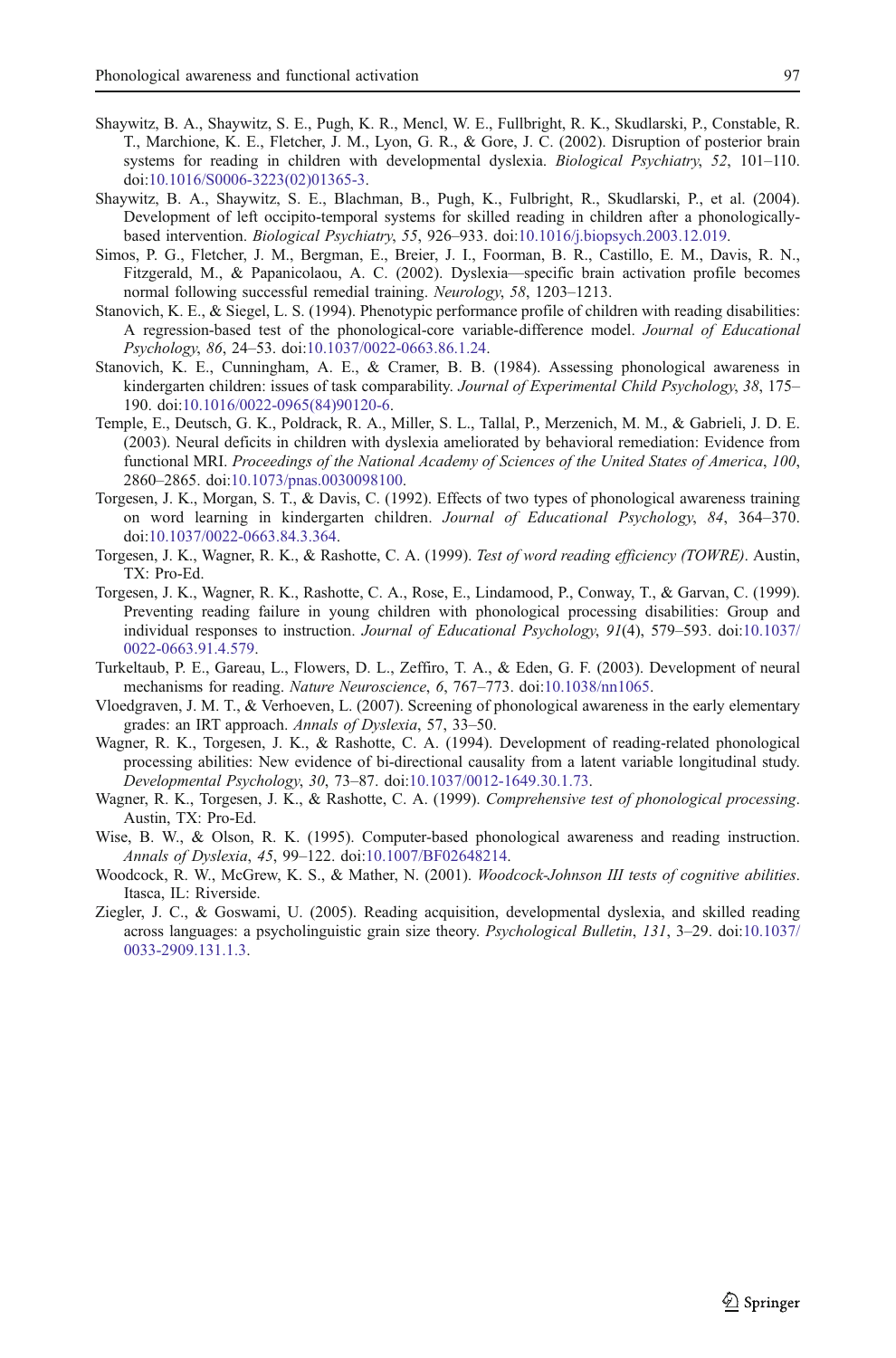Shaywitz, B. A., Shaywitz, S. E., Pugh, K. R., Mencl, W. E., Fullbright, R. K., Skudlarski, P., Constable, R. T., Marchione, K. E., Fletcher, J. M., Lyon, G. R., & Gore, J. C. (2002). Disruption of posterior brain systems for reading in children with developmental dyslexia. *Biological Psychiatry*, *52*, 101–110. doi:10.1016/S0006-3223(02)01365-3.

Shaywitz, B. A., Shaywitz, S. E., Blachman, B., Pugh, K., Fulbright, R., Skudlarski, P., et al. (2004). Development of left occipito-temporal systems for skilled reading in children after a phonologically-based intervention. *Biological Psychiatry*, *55*, 926–933. doi:10.1016/j.biopsych.2003.12.019.

Simos, P. G., Fletcher, J. M., Bergman, E., Breier, J. I., Foorman, B. R., Castillo, E. M., Davis, R. N., Fitzgerald, M., & Papanicolaou, A. C. (2002). Dyslexia—specific brain activation profile becomes normal following successful remedial training. *Neurology*, *58*, 1203–1213.

Stanovich, K. E., & Siegel, L. S. (1994). Phenotypic performance profile of children with reading disabilities: A regression-based test of the phonological-core variable-difference model. *Journal of Educational Psychology*, *86*, 24–53. doi:10.1037/0022-0663.86.1.24.

Stanovich, K. E., Cunningham, A. E., & Cramer, B. B. (1984). Assessing phonological awareness in kindergarten children: issues of task comparability. *Journal of Experimental Child Psychology*, *38*, 175–190. doi:10.1016/0022-0965(84)90120-6.

Temple, E., Deutsch, G. K., Poldrack, R. A., Miller, S. L., Tallal, P., Merzenich, M. M., & Gabrieli, J. D. E. (2003). Neural deficits in children with dyslexia ameliorated by behavioral remediation: Evidence from functional MRI. *Proceedings of the National Academy of Sciences of the United States of America*, *100*, 2860–2865. doi:10.1073/pnas.0030098100.

Torgesen, J. K., Morgan, S. T., & Davis, C. (1992). Effects of two types of phonological awareness training on word learning in kindergarten children. *Journal of Educational Psychology*, *84*, 364–370. doi:10.1037/0022-0663.84.3.364.

Torgesen, J. K., Wagner, R. K., & Rashotte, C. A. (1999). *Test of word reading efficiency (TOWRE)*. Austin, TX: Pro-Ed.

Torgesen, J. K., Wagner, R. K., Rashotte, C. A., Rose, E., Lindamood, P., Conway, T., & Garvan, C. (1999). Preventing reading failure in young children with phonological processing disabilities: Group and individual responses to instruction. *Journal of Educational Psychology*, *91*(4), 579–593. doi:10.1037/0022-0663.91.4.579.

Turkeltaub, P. E., Gareau, L., Flowers, D. L., Zeffiro, T. A., & Eden, G. F. (2003). Development of neural mechanisms for reading. *Nature Neuroscience*, *6*, 767–773. doi:10.1038/nn1065.

Vloedgraven, J. M. T., & Verhoeven, L. (2007). Screening of phonological awareness in the early elementary grades: an IRT approach. *Annals of Dyslexia*, 57, 33–50.

Wagner, R. K., Torgesen, J. K., & Rashotte, C. A. (1994). Development of reading-related phonological processing abilities: New evidence of bi-directional causality from a latent variable longitudinal study. *Developmental Psychology*, *30*, 73–87. doi:10.1037/0012-1649.30.1.73.

Wagner, R. K., Torgesen, J. K., & Rashotte, C. A. (1999). *Comprehensive test of phonological processing*. Austin, TX: Pro-Ed.

Wise, B. W., & Olson, R. K. (1995). Computer-based phonological awareness and reading instruction. *Annals of Dyslexia*, *45*, 99–122. doi:10.1007/BF02648214.

Woodcock, R. W., McGrew, K. S., & Mather, N. (2001). *Woodcock-Johnson III tests of cognitive abilities*. Itasca, IL: Riverside.

Ziegler, J. C., & Goswami, U. (2005). Reading acquisition, developmental dyslexia, and skilled reading across languages: a psycholinguistic grain size theory. *Psychological Bulletin*, *131*, 3–29. doi:10.1037/0033-2909.131.1.3.